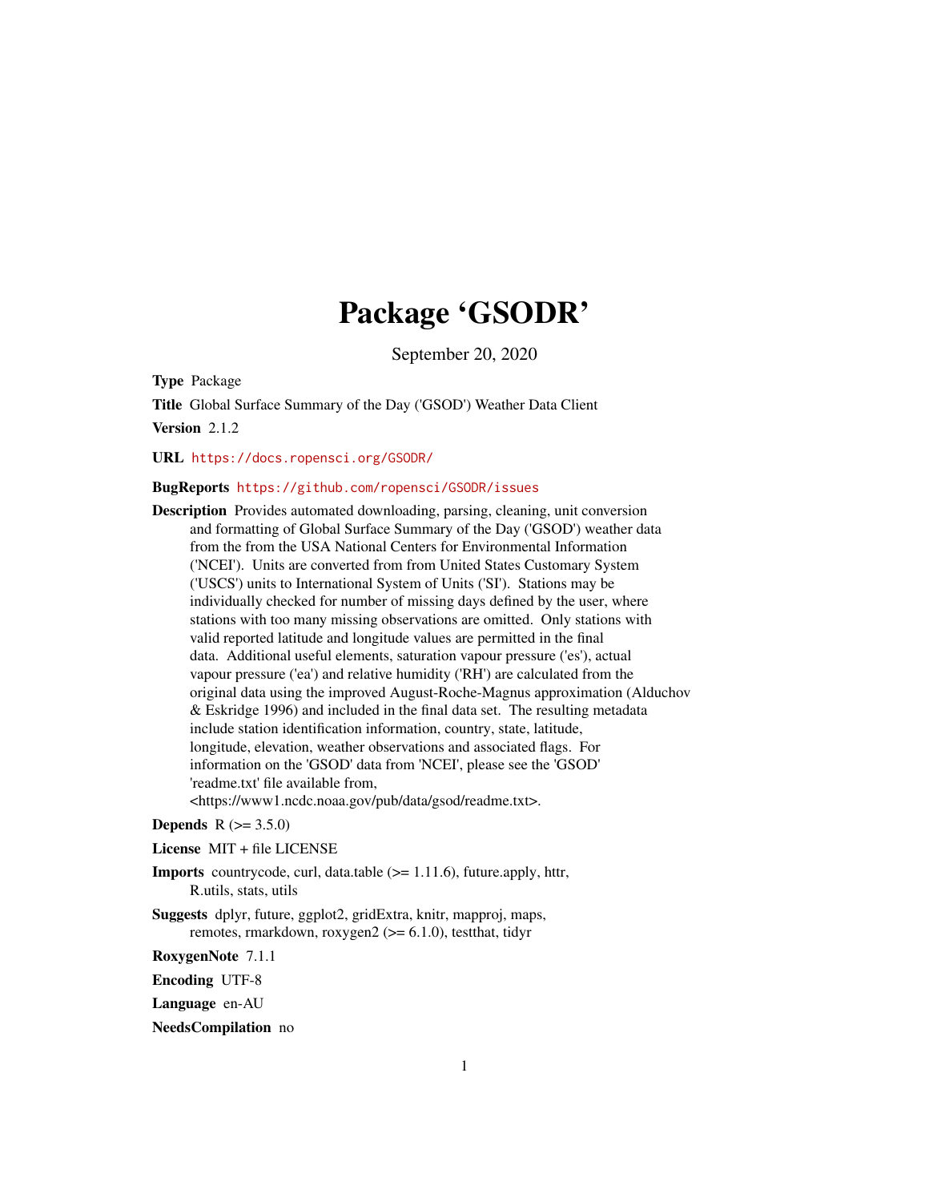# Package 'GSODR'

September 20, 2020

**Type** Package

**Title** Global Surface Summary of the Day ('GSOD') Weather Data Client

**Version** 2.1.2

**URL** https://docs.ropensci.org/GSODR/

**BugReports** https://github.com/ropensci/GSODR/issues

**Description** Provides automated downloading, parsing, cleaning, unit conversion and formatting of Global Surface Summary of the Day ('GSOD') weather data from the from the USA National Centers for Environmental Information ('NCEI'). Units are converted from from United States Customary System ('USCS') units to International System of Units ('SI'). Stations may be individually checked for number of missing days defined by the user, where stations with too many missing observations are omitted. Only stations with valid reported latitude and longitude values are permitted in the final data. Additional useful elements, saturation vapour pressure ('es'), actual vapour pressure ('ea') and relative humidity ('RH') are calculated from the original data using the improved August-Roche-Magnus approximation (Alduchov & Eskridge 1996) and included in the final data set. The resulting metadata include station identification information, country, state, latitude, longitude, elevation, weather observations and associated flags. For information on the 'GSOD' data from 'NCEI', please see the 'GSOD' 'readme.txt' file available from, <https://www1.ncdc.noaa.gov/pub/data/gsod/readme.txt>.

**Depends** R (>= 3.5.0)

**License** MIT + file LICENSE

**Imports** countrycode, curl, data.table (>= 1.11.6), future.apply, httr, R.utils, stats, utils

**Suggests** dplyr, future, ggplot2, gridExtra, knitr, mapproj, maps, remotes, rmarkdown, roxygen2 (>= 6.1.0), testthat, tidyr

**RoxygenNote** 7.1.1

**Encoding** UTF-8

**Language** en-AU

**NeedsCompilation** no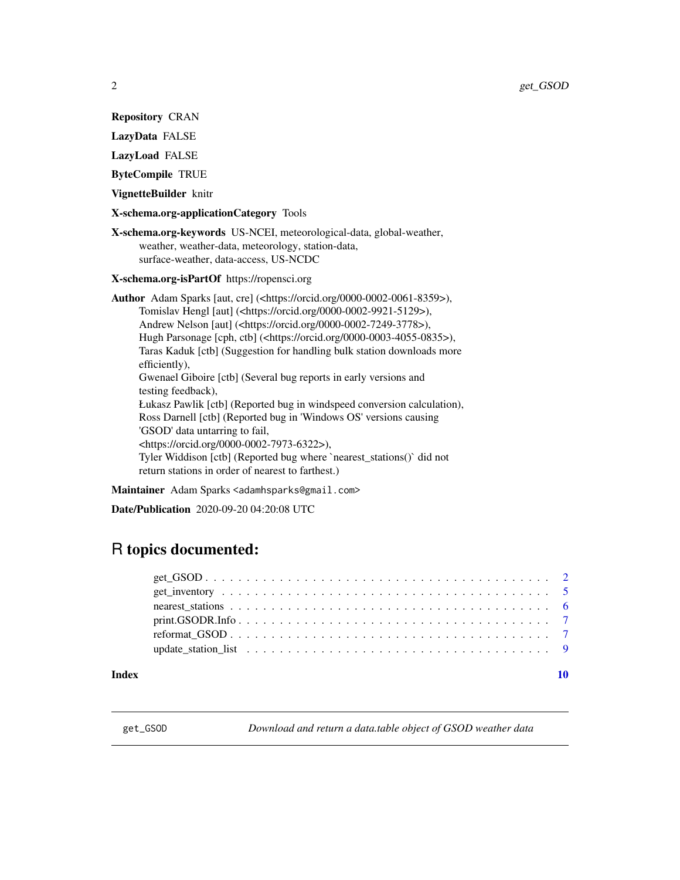**Repository** CRAN

**LazyData** FALSE

**LazyLoad** FALSE

**ByteCompile** TRUE

**VignetteBuilder** knitr

**X-schema.org-applicationCategory** Tools

**X-schema.org-keywords** US-NCEI, meteorological-data, global-weather, weather, weather-data, meteorology, station-data, surface-weather, data-access, US-NCDC

**X-schema.org-isPartOf** https://ropensci.org

**Author** Adam Sparks [aut, cre] (<https://orcid.org/0000-0002-0061-8359>), Tomislav Hengl [aut] (<https://orcid.org/0000-0002-9921-5129>), Andrew Nelson [aut] (<https://orcid.org/0000-0002-7249-3778>), Hugh Parsonage [cph, ctb] (<https://orcid.org/0000-0003-4055-0835>), Taras Kaduk [ctb] (Suggestion for handling bulk station downloads more efficiently), Gwenael Giboire [ctb] (Several bug reports in early versions and testing feedback), Łukasz Pawlik [ctb] (Reported bug in windspeed conversion calculation), Ross Darnell [ctb] (Reported bug in 'Windows OS' versions causing 'GSOD' data untarring to fail, <https://orcid.org/0000-0002-7973-6322>), Tyler Widdison [ctb] (Reported bug where `nearest_stations()` did not return stations in order of nearest to farthest.)

**Maintainer** Adam Sparks <adamhsparks@gmail.com>

**Date/Publication** 2020-09-20 04:20:08 UTC

# R topics documented:

get_GSOD . . . . . . . . . . . . . . . . . . . . . . . . . . . . . . . . . . . . . . . . . 2
get_inventory . . . . . . . . . . . . . . . . . . . . . . . . . . . . . . . . . . . . . . . 5
nearest_stations . . . . . . . . . . . . . . . . . . . . . . . . . . . . . . . . . . . . . 6
print.GSODR.Info . . . . . . . . . . . . . . . . . . . . . . . . . . . . . . . . . . . . 7
reformat_GSOD . . . . . . . . . . . . . . . . . . . . . . . . . . . . . . . . . . . . . 7
update_station_list . . . . . . . . . . . . . . . . . . . . . . . . . . . . . . . . . . . 9

**Index** 10

---

`get_GSOD` *Download and return a data.table object of GSOD weather data*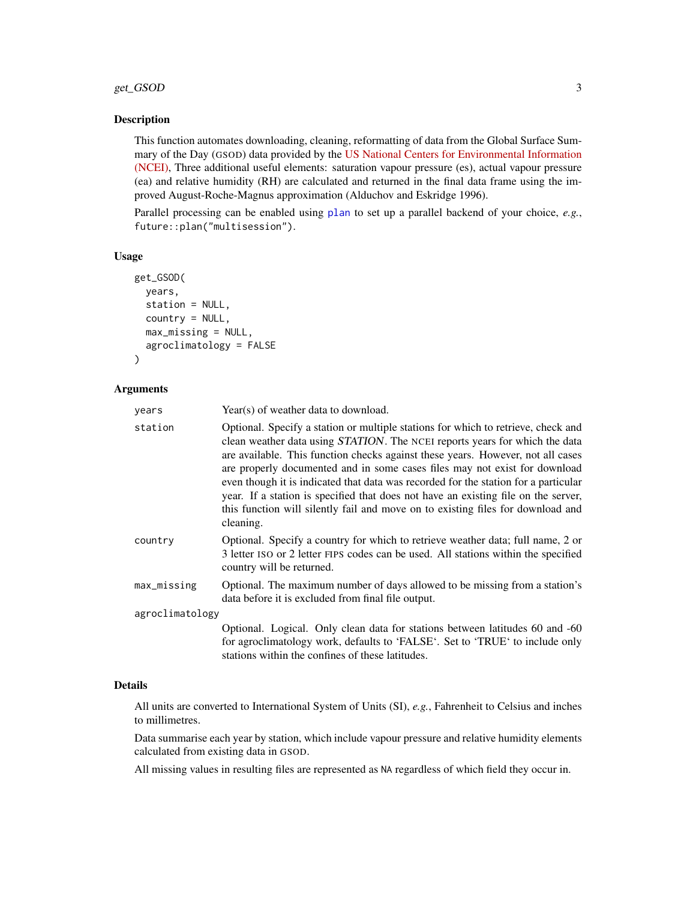## Description

This function automates downloading, cleaning, reformatting of data from the Global Surface Summary of the Day (GSOD) data provided by the US National Centers for Environmental Information (NCEI), Three additional useful elements: saturation vapour pressure (es), actual vapour pressure (ea) and relative humidity (RH) are calculated and returned in the final data frame using the improved August-Roche-Magnus approximation (Alduchov and Eskridge 1996).

Parallel processing can be enabled using `plan` to set up a parallel backend of your choice, *e.g.*, `future::plan("multisession")`.

## Usage

```
get_GSOD(
  years,
  station = NULL,
  country = NULL,
  max_missing = NULL,
  agroclimatology = FALSE
)
```

## Arguments

| | |
|---|---|
| `years` | Year(s) of weather data to download. |
| `station` | Optional. Specify a station or multiple stations for which to retrieve, check and clean weather data using *STATION*. The NCEI reports years for which the data are available. This function checks against these years. However, not all cases are properly documented and in some cases files may not exist for download even though it is indicated that data was recorded for the station for a particular year. If a station is specified that does not have an existing file on the server, this function will silently fail and move on to existing files for download and cleaning. |
| `country` | Optional. Specify a country for which to retrieve weather data; full name, 2 or 3 letter ISO or 2 letter FIPS codes can be used. All stations within the specified country will be returned. |
| `max_missing` | Optional. The maximum number of days allowed to be missing from a station's data before it is excluded from final file output. |
| `agroclimatology` | Optional. Logical. Only clean data for stations between latitudes 60 and -60 for agroclimatology work, defaults to 'FALSE'. Set to 'TRUE' to include only stations within the confines of these latitudes. |

## Details

All units are converted to International System of Units (SI), *e.g.*, Fahrenheit to Celsius and inches to millimetres.

Data summarise each year by station, which include vapour pressure and relative humidity elements calculated from existing data in GSOD.

All missing values in resulting files are represented as `NA` regardless of which field they occur in.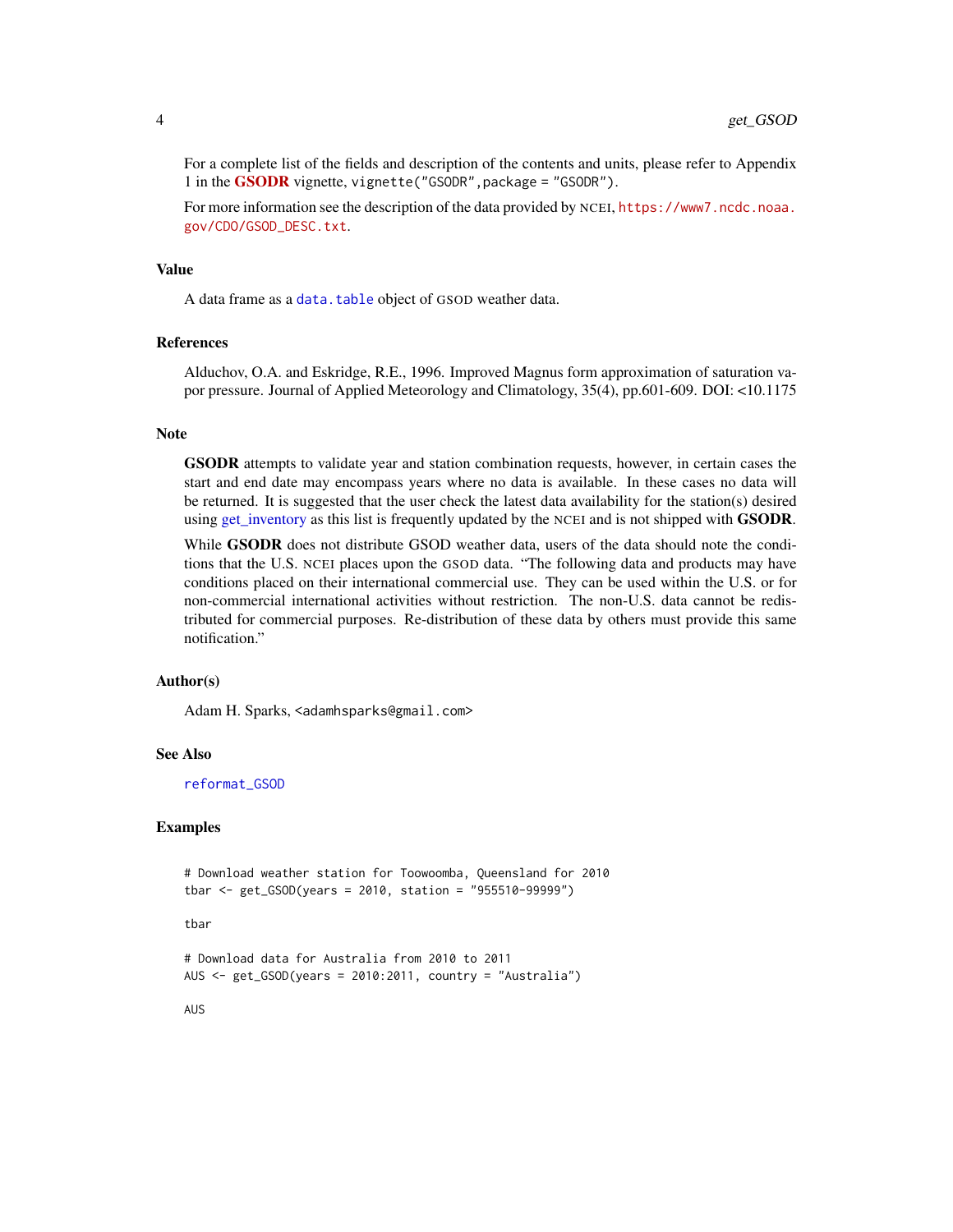For a complete list of the fields and description of the contents and units, please refer to Appendix 1 in the **GSODR** vignette, `vignette("GSODR",package = "GSODR")`.

For more information see the description of the data provided by NCEI, https://www7.ncdc.noaa.gov/CDO/GSOD_DESC.txt.

### Value

A data frame as a `data.table` object of GSOD weather data.

### References

Alduchov, O.A. and Eskridge, R.E., 1996. Improved Magnus form approximation of saturation vapor pressure. Journal of Applied Meteorology and Climatology, 35(4), pp.601-609. DOI: <10.1175

### Note

**GSODR** attempts to validate year and station combination requests, however, in certain cases the start and end date may encompass years where no data is available. In these cases no data will be returned. It is suggested that the user check the latest data availability for the station(s) desired using get_inventory as this list is frequently updated by the NCEI and is not shipped with **GSODR**.

While **GSODR** does not distribute GSOD weather data, users of the data should note the conditions that the U.S. NCEI places upon the GSOD data. "The following data and products may have conditions placed on their international commercial use. They can be used within the U.S. or for non-commercial international activities without restriction. The non-U.S. data cannot be redistributed for commercial purposes. Re-distribution of these data by others must provide this same notification."

### Author(s)

Adam H. Sparks, <adamhsparks@gmail.com>

### See Also

`reformat_GSOD`

### Examples

```
# Download weather station for Toowoomba, Queensland for 2010
tbar <- get_GSOD(years = 2010, station = "955510-99999")

tbar

# Download data for Australia from 2010 to 2011
AUS <- get_GSOD(years = 2010:2011, country = "Australia")

AUS
```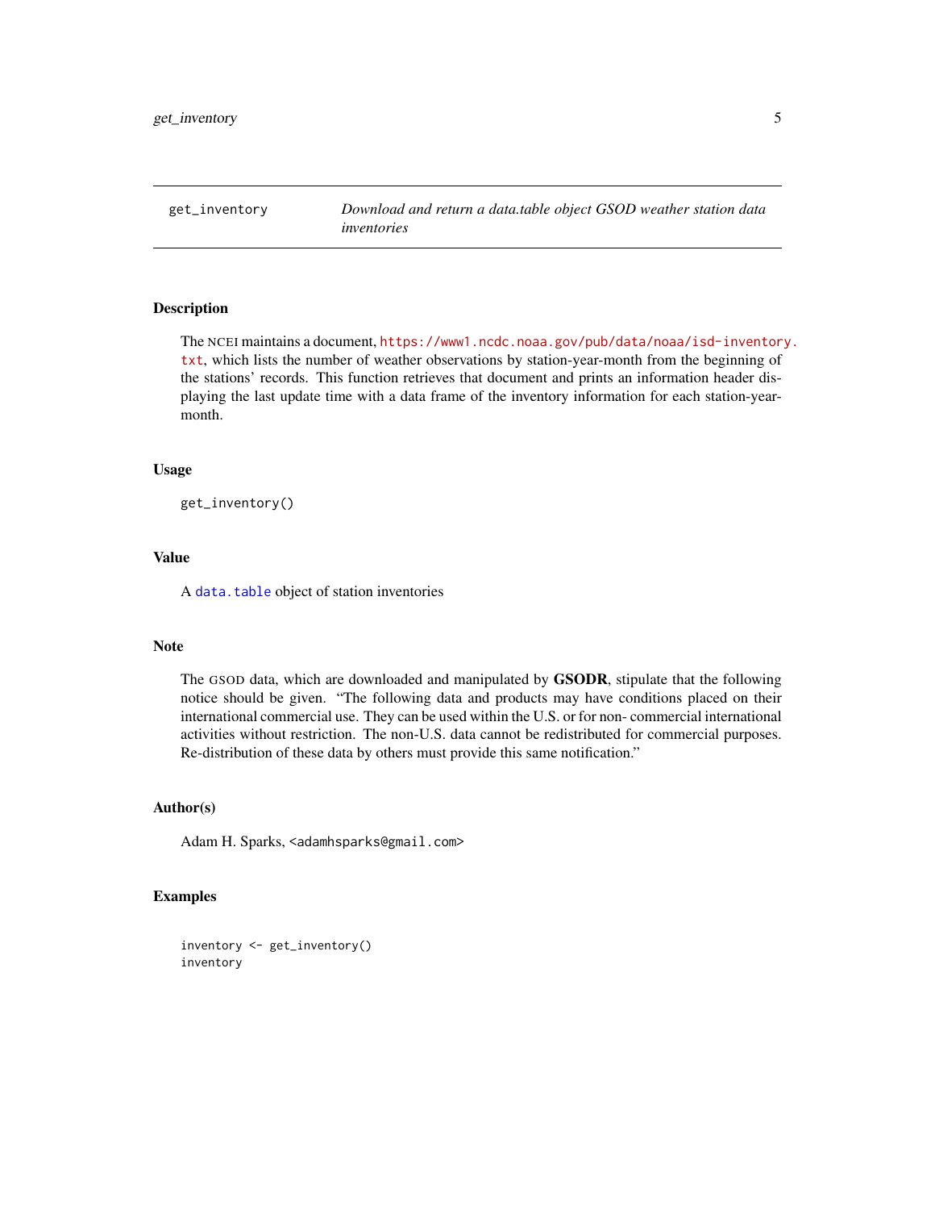# get_inventory — *Download and return a data.table object GSOD weather station data inventories*

## Description

The NCEI maintains a document, https://www1.ncdc.noaa.gov/pub/data/noaa/isd-inventory.txt, which lists the number of weather observations by station-year-month from the beginning of the stations' records. This function retrieves that document and prints an information header displaying the last update time with a data frame of the inventory information for each station-year-month.

## Usage

```
get_inventory()
```

## Value

A `data.table` object of station inventories

## Note

The GSOD data, which are downloaded and manipulated by **GSODR**, stipulate that the following notice should be given. "The following data and products may have conditions placed on their international commercial use. They can be used within the U.S. or for non- commercial international activities without restriction. The non-U.S. data cannot be redistributed for commercial purposes. Re-distribution of these data by others must provide this same notification."

## Author(s)

Adam H. Sparks, <adamhsparks@gmail.com>

## Examples

```
inventory <- get_inventory()
inventory
```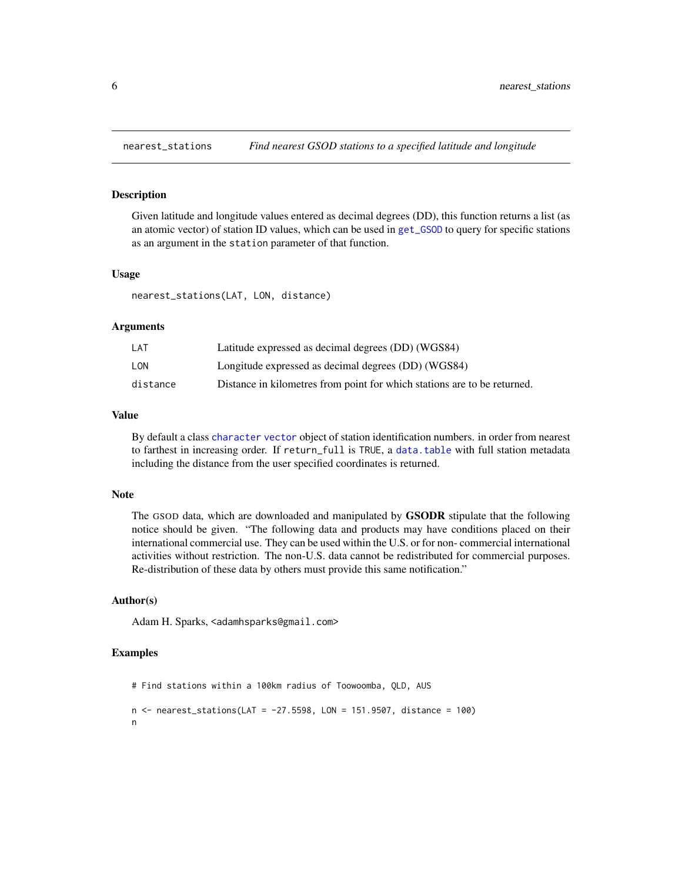## nearest_stations — *Find nearest GSOD stations to a specified latitude and longitude*

### Description

Given latitude and longitude values entered as decimal degrees (DD), this function returns a list (as an atomic vector) of station ID values, which can be used in `get_GSOD` to query for specific stations as an argument in the `station` parameter of that function.

### Usage

```
nearest_stations(LAT, LON, distance)
```

### Arguments

| | |
|---|---|
| `LAT` | Latitude expressed as decimal degrees (DD) (WGS84) |
| `LON` | Longitude expressed as decimal degrees (DD) (WGS84) |
| `distance` | Distance in kilometres from point for which stations are to be returned. |

### Value

By default a class `character vector` object of station identification numbers. in order from nearest to farthest in increasing order. If `return_full` is `TRUE`, a `data.table` with full station metadata including the distance from the user specified coordinates is returned.

### Note

The GSOD data, which are downloaded and manipulated by **GSODR** stipulate that the following notice should be given. "The following data and products may have conditions placed on their international commercial use. They can be used within the U.S. or for non- commercial international activities without restriction. The non-U.S. data cannot be redistributed for commercial purposes. Re-distribution of these data by others must provide this same notification."

### Author(s)

Adam H. Sparks, <adamhsparks@gmail.com>

### Examples

```
# Find stations within a 100km radius of Toowoomba, QLD, AUS

n <- nearest_stations(LAT = -27.5598, LON = 151.9507, distance = 100)
n
```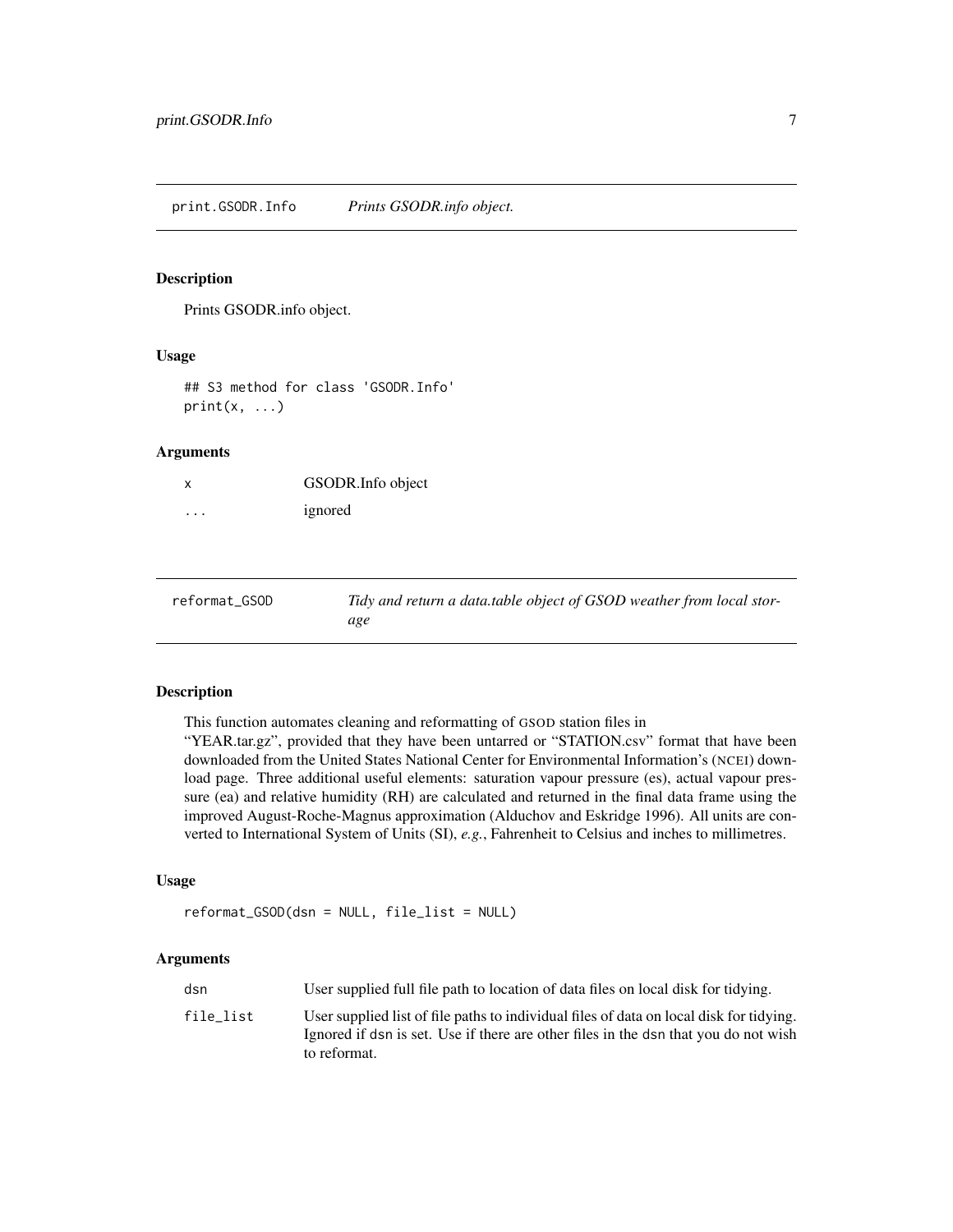## print.GSODR.Info — *Prints GSODR.info object.*

### Description

Prints GSODR.info object.

### Usage

```
## S3 method for class 'GSODR.Info'
print(x, ...)
```

### Arguments

| | |
|---|---|
| x | GSODR.Info object |
| ... | ignored |

## reformat_GSOD — *Tidy and return a data.table object of GSOD weather from local storage*

### Description

This function automates cleaning and reformatting of GSOD station files in "YEAR.tar.gz", provided that they have been untarred or "STATION.csv" format that have been downloaded from the United States National Center for Environmental Information's (NCEI) download page. Three additional useful elements: saturation vapour pressure (es), actual vapour pressure (ea) and relative humidity (RH) are calculated and returned in the final data frame using the improved August-Roche-Magnus approximation (Alduchov and Eskridge 1996). All units are converted to International System of Units (SI), *e.g.*, Fahrenheit to Celsius and inches to millimetres.

### Usage

```
reformat_GSOD(dsn = NULL, file_list = NULL)
```

### Arguments

| | |
|---|---|
| dsn | User supplied full file path to location of data files on local disk for tidying. |
| file_list | User supplied list of file paths to individual files of data on local disk for tidying. Ignored if dsn is set. Use if there are other files in the dsn that you do not wish to reformat. |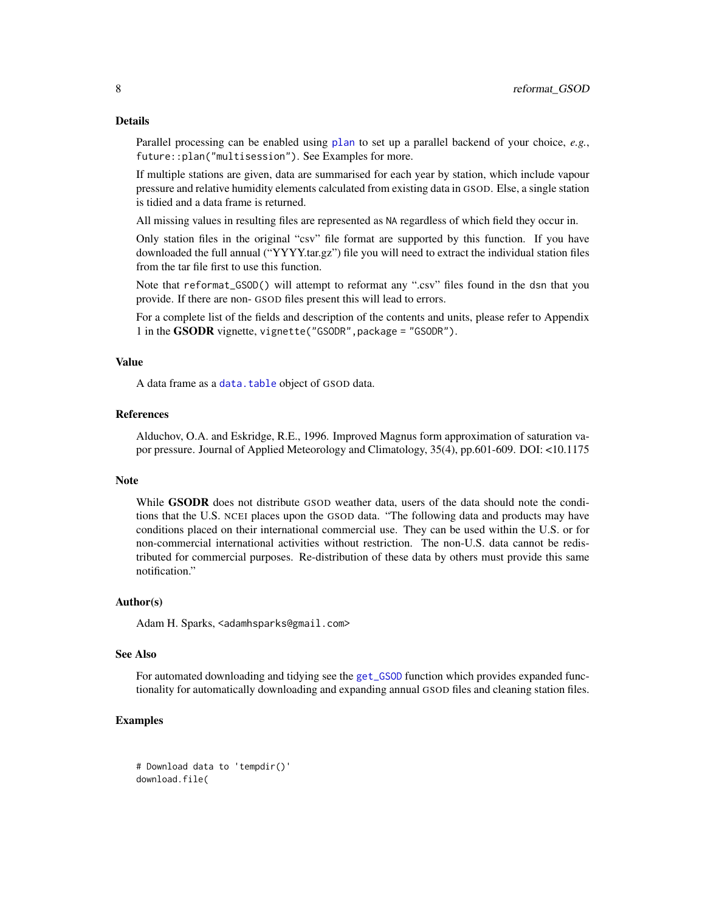### Details

Parallel processing can be enabled using plan to set up a parallel backend of your choice, *e.g.*, `future::plan("multisession")`. See Examples for more.

If multiple stations are given, data are summarised for each year by station, which include vapour pressure and relative humidity elements calculated from existing data in GSOD. Else, a single station is tidied and a data frame is returned.

All missing values in resulting files are represented as `NA` regardless of which field they occur in.

Only station files in the original "csv" file format are supported by this function. If you have downloaded the full annual ("YYYY.tar.gz") file you will need to extract the individual station files from the tar file first to use this function.

Note that `reformat_GSOD()` will attempt to reformat any ".csv" files found in the `dsn` that you provide. If there are non- GSOD files present this will lead to errors.

For a complete list of the fields and description of the contents and units, please refer to Appendix 1 in the **GSODR** vignette, `vignette("GSODR",package = "GSODR")`.

### Value

A data frame as a `data.table` object of GSOD data.

### References

Alduchov, O.A. and Eskridge, R.E., 1996. Improved Magnus form approximation of saturation vapor pressure. Journal of Applied Meteorology and Climatology, 35(4), pp.601-609. DOI: <10.1175

### Note

While **GSODR** does not distribute GSOD weather data, users of the data should note the conditions that the U.S. NCEI places upon the GSOD data. "The following data and products may have conditions placed on their international commercial use. They can be used within the U.S. or for non-commercial international activities without restriction. The non-U.S. data cannot be redistributed for commercial purposes. Re-distribution of these data by others must provide this same notification."

### Author(s)

Adam H. Sparks, <adamhsparks@gmail.com>

### See Also

For automated downloading and tidying see the `get_GSOD` function which provides expanded functionality for automatically downloading and expanding annual GSOD files and cleaning station files.

### Examples

```
# Download data to 'tempdir()'
download.file(
```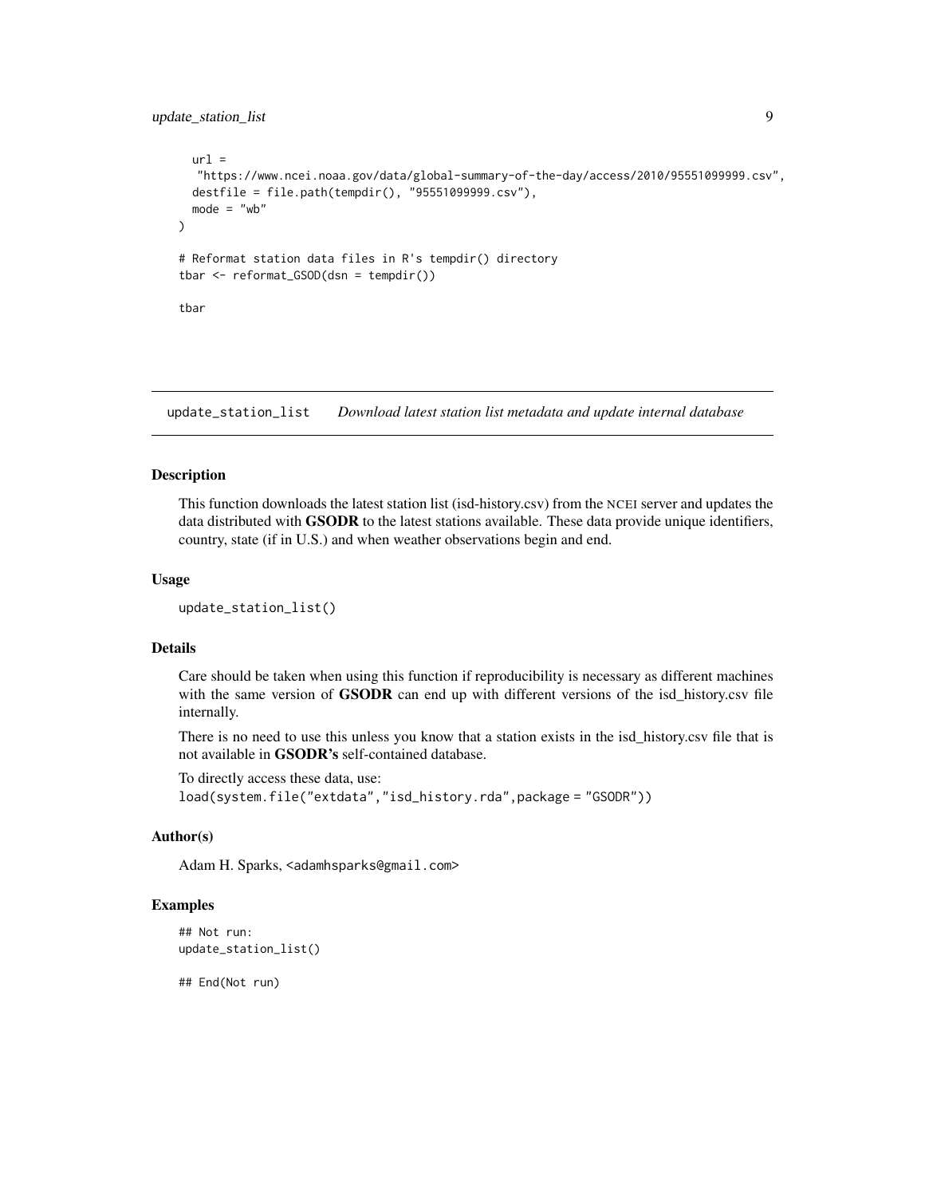```
  url =
   "https://www.ncei.noaa.gov/data/global-summary-of-the-day/access/2010/95551099999.csv",
  destfile = file.path(tempdir(), "95551099999.csv"),
  mode = "wb"
)

# Reformat station data files in R's tempdir() directory
tbar <- reformat_GSOD(dsn = tempdir())

tbar
```

## update_station_list    *Download latest station list metadata and update internal database*

### Description

This function downloads the latest station list (isd-history.csv) from the NCEI server and updates the data distributed with **GSODR** to the latest stations available. These data provide unique identifiers, country, state (if in U.S.) and when weather observations begin and end.

### Usage

```
update_station_list()
```

### Details

Care should be taken when using this function if reproducibility is necessary as different machines with the same version of **GSODR** can end up with different versions of the isd_history.csv file internally.

There is no need to use this unless you know that a station exists in the isd_history.csv file that is not available in **GSODR's** self-contained database.

To directly access these data, use:
`load(system.file("extdata","isd_history.rda",package = "GSODR"))`

### Author(s)

Adam H. Sparks, <adamhsparks@gmail.com>

### Examples

```
## Not run:
update_station_list()

## End(Not run)
```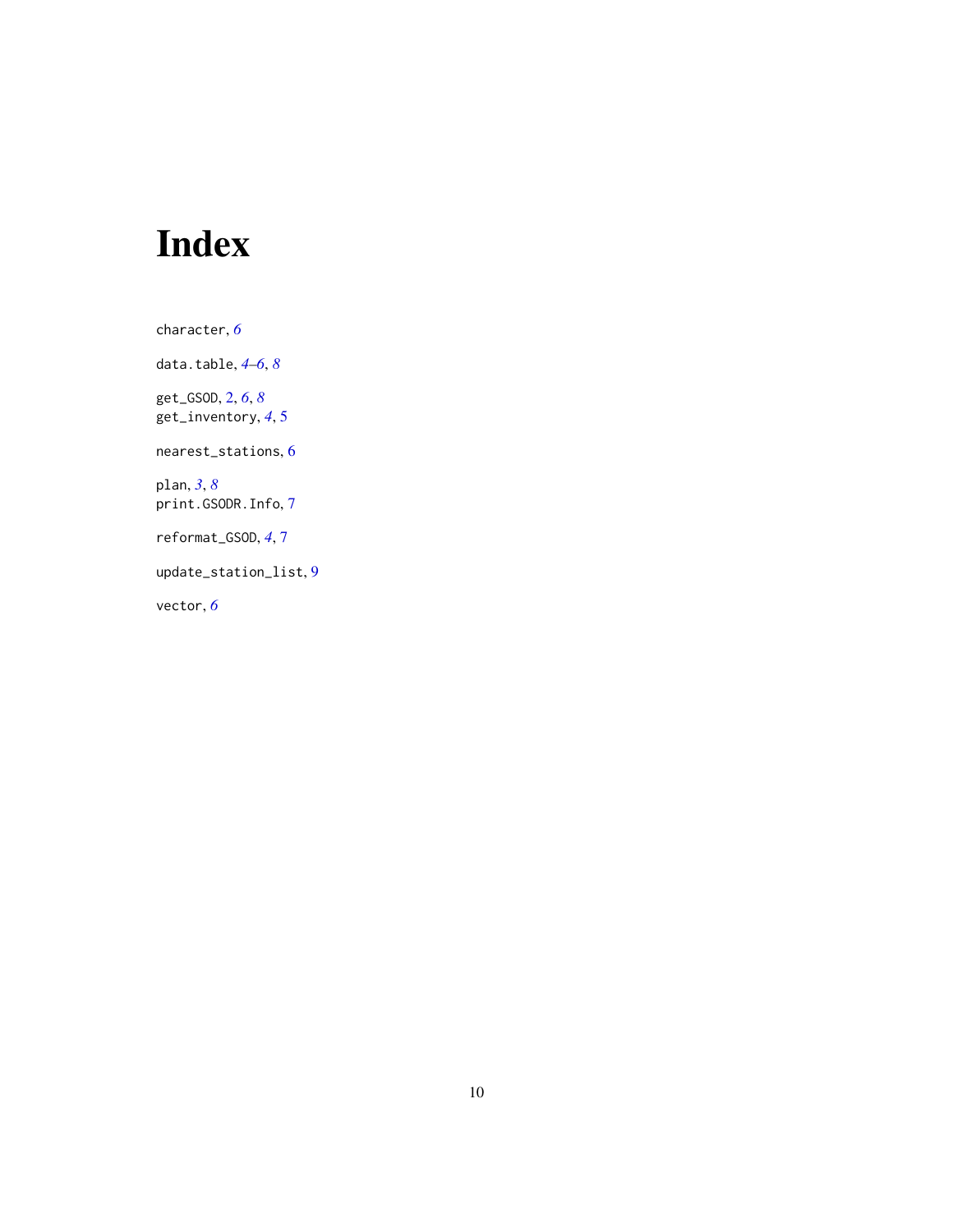# Index

character, *6*

data.table, *4–6*, *8*

get_GSOD, 2, *6*, *8*
get_inventory, *4*, 5

nearest_stations, 6

plan, *3*, *8*
print.GSODR.Info, 7

reformat_GSOD, *4*, 7

update_station_list, 9

vector, *6*